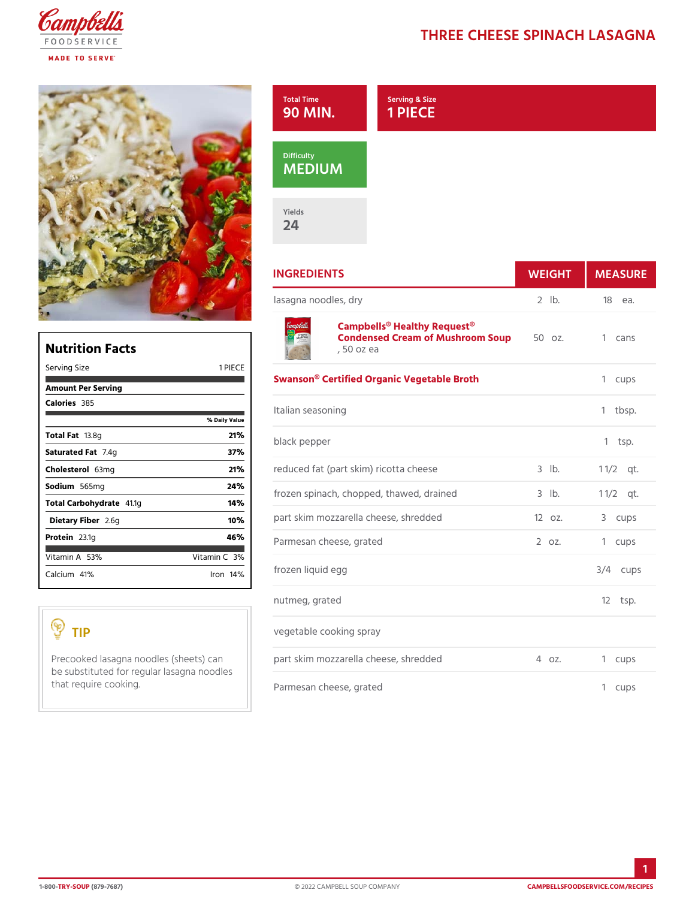# THREE CHEESE SPINACH LASAGNA

**Total Time**
90 MIN.

**Serving & Size**
1 PIECE

**Difficulty**
MEDIUM

**Yields**
24

## Nutrition Facts

| Serving Size | 1 PIECE |
|---|---|
| **Amount Per Serving** | |
| **Calories** 385 | |
| | **% Daily Value** |
| **Total Fat** 13.8g | **21%** |
| **Saturated Fat** 7.4g | **37%** |
| **Cholesterol** 63mg | **21%** |
| **Sodium** 565mg | **24%** |
| **Total Carbohydrate** 41.1g | **14%** |
| **Dietary Fiber** 2.6g | **10%** |
| **Protein** 23.1g | **46%** |
| Vitamin A 53% | Vitamin C 3% |
| Calcium 41% | Iron 14% |

## TIP

Precooked lasagna noodles (sheets) can be substituted for regular lasagna noodles that require cooking.

## INGREDIENTS

| INGREDIENTS | WEIGHT | MEASURE |
|---|---|---|
| lasagna noodles, dry | 2 lb. | 18 ea. |
| **Campbells® Healthy Request® Condensed Cream of Mushroom Soup**, 50 oz ea | 50 oz. | 1 cans |
| **Swanson® Certified Organic Vegetable Broth** | | 1 cups |
| Italian seasoning | | 1 tbsp. |
| black pepper | | 1 tsp. |
| reduced fat (part skim) ricotta cheese | 3 lb. | 1 1/2 qt. |
| frozen spinach, chopped, thawed, drained | 3 lb. | 1 1/2 qt. |
| part skim mozzarella cheese, shredded | 12 oz. | 3 cups |
| Parmesan cheese, grated | 2 oz. | 1 cups |
| frozen liquid egg | | 3/4 cups |
| nutmeg, grated | | 12 tsp. |
| vegetable cooking spray | | |
| part skim mozzarella cheese, shredded | 4 oz. | 1 cups |
| Parmesan cheese, grated | | 1 cups |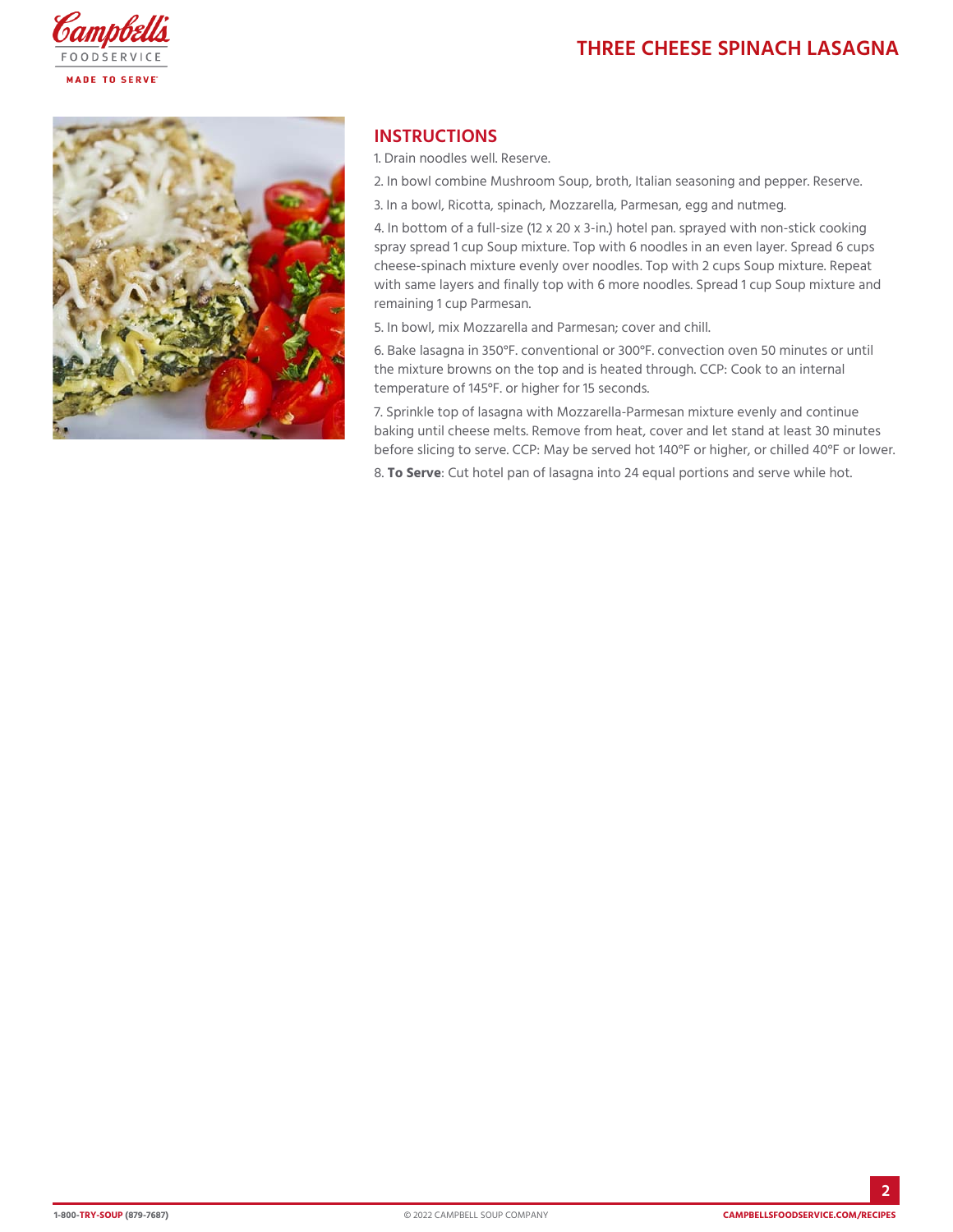## INSTRUCTIONS

1. Drain noodles well. Reserve.

2. In bowl combine Mushroom Soup, broth, Italian seasoning and pepper. Reserve.

3. In a bowl, Ricotta, spinach, Mozzarella, Parmesan, egg and nutmeg.

4. In bottom of a full-size (12 x 20 x 3-in.) hotel pan. sprayed with non-stick cooking spray spread 1 cup Soup mixture. Top with 6 noodles in an even layer. Spread 6 cups cheese-spinach mixture evenly over noodles. Top with 2 cups Soup mixture. Repeat with same layers and finally top with 6 more noodles. Spread 1 cup Soup mixture and remaining 1 cup Parmesan.

5. In bowl, mix Mozzarella and Parmesan; cover and chill.

6. Bake lasagna in 350°F. conventional or 300°F. convection oven 50 minutes or until the mixture browns on the top and is heated through. CCP: Cook to an internal temperature of 145°F. or higher for 15 seconds.

7. Sprinkle top of lasagna with Mozzarella-Parmesan mixture evenly and continue baking until cheese melts. Remove from heat, cover and let stand at least 30 minutes before slicing to serve. CCP: May be served hot 140°F or higher, or chilled 40°F or lower.

8. **To Serve**: Cut hotel pan of lasagna into 24 equal portions and serve while hot.